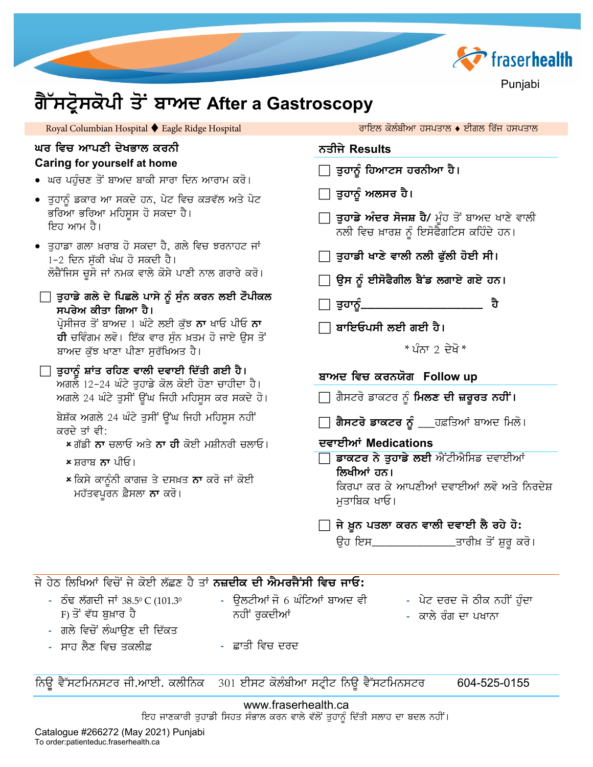fraserhealth

Punjabi

# ਗੈੱਸਟ੍ਰੋਸਕੋਪੀ ਤੋਂ ਬਾਅਦ After a Gastroscopy

Royal Columbian Hospital ♦ Eagle Ridge Hospital — ਰਾਇਲ ਕੋਲੰਬੀਆ ਹਸਪਤਾਲ ♦ ਈਗਲ ਰਿੱਜ ਹਸਪਤਾਲ

## ਘਰ ਵਿਚ ਆਪਣੀ ਦੇਖਭਾਲ ਕਰਨੀ
## Caring for yourself at home

- ਘਰ ਪਹੁੰਚਣ ਤੋਂ ਬਾਅਦ ਬਾਕੀ ਸਾਰਾ ਦਿਨ ਆਰਾਮ ਕਰੋ।
- ਤੁਹਾਨੂੰ ਡਕਾਰ ਆ ਸਕਦੇ ਹਨ, ਪੇਟ ਵਿਚ ਕੜਵੱਲ ਅਤੇ ਪੇਟ ਭਰਿਆ ਭਰਿਆ ਮਹਿਸੂਸ ਹੋ ਸਕਦਾ ਹੈ।
  ਇਹ ਆਮ ਹੈ।
- ਤੁਹਾਡਾ ਗਲਾ ਖ਼ਰਾਬ ਹੋ ਸਕਦਾ ਹੈ, ਗਲੇ ਵਿਚ ਝਰਨਾਹਟ ਜਾਂ 1-2 ਦਿਨ ਸੁੱਕੀ ਖੰਘ ਹੋ ਸਕਦੀ ਹੈ।
  ਲੋਜ਼ੈਂਜਿਸ ਚੂਸੋ ਜਾਂ ਨਮਕ ਵਾਲੇ ਕੋਸੇ ਪਾਣੀ ਨਾਲ ਗਰਾਰੇ ਕਰੋ।

☐ **ਤੁਹਾਡੇ ਗਲੇ ਦੇ ਪਿਛਲੇ ਪਾਸੇ ਨੂੰ ਸੁੰਨ ਕਰਨ ਲਈ ਟੌਪੀਕਲ ਸਪਰੇਅ ਕੀਤਾ ਗਿਆ ਹੈ।**
ਪ੍ਰੋਸੀਜਰ ਤੋਂ ਬਾਅਦ 1 ਘੰਟੇ ਲਈ ਕੁੱਝ **ਨਾ** ਖਾਓ ਪੀਓ **ਨਾ ਹੀ** ਚਵਿੰਗਮ ਲਵੋ। ਇੱਕ ਵਾਰ ਸੁੰਨ ਖ਼ਤਮ ਹੋ ਜਾਏ ਉਸ ਤੋਂ ਬਾਅਦ ਕੁੱਝ ਖਾਣਾ ਪੀਣਾ ਸੁਰੱਖਿਅਤ ਹੈ।

☐ **ਤੁਹਾਨੂੰ ਸ਼ਾਂਤ ਰਹਿਣ ਵਾਲੀ ਦਵਾਈ ਦਿੱਤੀ ਗਈ ਹੈ।**
ਅਗਲੇ 12-24 ਘੰਟੇ ਤੁਹਾਡੇ ਕੋਲ ਕੋਈ ਹੋਣਾ ਚਾਹੀਦਾ ਹੈ। ਅਗਲੇ 24 ਘੰਟੇ ਤੁਸੀਂ ਊਂਘ ਜਿਹੀ ਮਹਿਸੂਸ ਕਰ ਸਕਦੇ ਹੋ।

ਬੇਸ਼ੱਕ ਅਗਲੇ 24 ਘੰਟੇ ਤੁਸੀਂ ਊਂਘ ਜਿਹੀ ਮਹਿਸੂਸ ਨਹੀਂ ਕਰਦੇ ਤਾਂ ਵੀ:
- × ਗੱਡੀ **ਨਾ** ਚਲਾਓ ਅਤੇ **ਨਾ ਹੀ** ਕੋਈ ਮਸ਼ੀਨਰੀ ਚਲਾਓ।
- × ਸ਼ਰਾਬ **ਨਾ** ਪੀਓ।
- × ਕਿਸੇ ਕਾਨੂੰਨੀ ਕਾਗਜ਼ ਤੇ ਦਸਖ਼ਤ **ਨਾ** ਕਰੋ ਜਾਂ ਕੋਈ ਮਹੱਤਵਪੂਰਨ ਫ਼ੈਸਲਾ **ਨਾ** ਕਰੋ।

## ਨਤੀਜੇ Results

☐ **ਤੁਹਾਨੂੰ ਹਿਆਟਸ ਹਰਨੀਆ ਹੈ।**

☐ **ਤੁਹਾਨੂੰ ਅਲਸਰ ਹੈ।**

☐ **ਤੁਹਾਡੇ ਅੰਦਰ ਸੋਜਸ਼ ਹੈ/** ਮੂੰਹ ਤੋਂ ਬਾਅਦ ਖਾਣੇ ਵਾਲੀ ਨਲੀ ਵਿਚ ਖ਼ਾਰਸ਼ ਨੂੰ ਇਸੋਫੈਗਟਿਸ ਕਹਿੰਦੇ ਹਨ।

☐ **ਤੁਹਾਡੀ ਖਾਣੇ ਵਾਲੀ ਨਲੀ ਫੁੱਲੀ ਹੋਈ ਸੀ।**

☐ **ਉਸ ਨੂੰ ਈਸੋਫੈਗੀਲ ਬੈਂਡ ਲਗਾਏ ਗਏ ਹਨ।**

☐ **ਤੁਹਾਨੂੰ____________________ ਹੈ**

☐ **ਬਾਇਓਪਸੀ ਲਈ ਗਈ ਹੈ।**

\* ਪੰਨਾ 2 ਦੇਖੋ \*

## ਬਾਅਦ ਵਿਚ ਕਰਨਯੋਗ Follow up

☐ ਗੈਸਟਰੋ ਡਾਕਟਰ ਨੂੰ **ਮਿਲਣ ਦੀ ਜ਼ਰੂਰਤ ਨਹੀਂ।**

☐ **ਗੈਸਟਰੋ ਡਾਕਟਰ ਨੂੰ** ___ਹਫ਼ਤਿਆਂ ਬਾਅਦ ਮਿਲੋ।

## ਦਵਾਈਆਂ Medications

☐ **ਡਾਕਟਰ ਨੇ ਤੁਹਾਡੇ ਲਈ** ਐਂਟੀਐਸਿਡ ਦਵਾਈਆਂ **ਲਿਖੀਆਂ ਹਨ।**
ਕਿਰਪਾ ਕਰ ਕੇ ਆਪਣੀਆਂ ਦਵਾਈਆਂ ਲਵੋ ਅਤੇ ਨਿਰਦੇਸ਼ ਮੁਤਾਬਿਕ ਖਾਓ।

☐ **ਜੇ ਖ਼ੂਨ ਪਤਲਾ ਕਰਨ ਵਾਲੀ ਦਵਾਈ ਲੈ ਰਹੇ ਹੋ:**
ਉਹ ਇਸ______________ਤਾਰੀਖ਼ ਤੋਂ ਸ਼ੁਰੂ ਕਰੋ।

ਜੇ ਹੇਠ ਲਿਖਿਆਂ ਵਿਚੋਂ ਜੇ ਕੋਈ ਲੱਛਣ ਹੈ ਤਾਂ **ਨਜ਼ਦੀਕ ਦੀ ਐਮਰਜੈਂਸੀ ਵਿਚ ਜਾਓ:**

- ਠੰਢ ਲੱਗਦੀ ਜਾਂ 38.5° C (101.3° F) ਤੋਂ ਵੱਧ ਬੁਖ਼ਾਰ ਹੈ
- ਗਲੇ ਵਿਚੋਂ ਲੰਘਾਉਣ ਦੀ ਦਿੱਕਤ
- ਸਾਹ ਲੈਣ ਵਿਚ ਤਕਲੀਫ਼
- ਉਲਟੀਆਂ ਜੋ 6 ਘੰਟਿਆਂ ਬਾਅਦ ਵੀ ਨਹੀਂ ਰੁਕਦੀਆਂ
- ਛਾਤੀ ਵਿਚ ਦਰਦ
- ਪੇਟ ਦਰਦ ਜੋ ਠੀਕ ਨਹੀਂ ਹੁੰਦਾ
- ਕਾਲੇ ਰੰਗ ਦਾ ਪਖਾਨਾ

ਨਿਊ ਵੈੱਸਟਮਿਨਸਟਰ ਜੀ.ਆਈ. ਕਲੀਨਿਕ 301 ਈਸਟ ਕੋਲੰਬੀਆ ਸਟ੍ਰੀਟ ਨਿਊ ਵੈੱਸਟਮਿਨਸਟਰ 604-525-0155

www.fraserhealth.ca
ਇਹ ਜਾਣਕਾਰੀ ਤੁਹਾਡੀ ਸਿਹਤ ਸੰਭਾਲ ਕਰਨ ਵਾਲੇ ਵੱਲੋਂ ਤੁਹਾਨੂੰ ਦਿੱਤੀ ਸਲਾਹ ਦਾ ਬਦਲ ਨਹੀਂ।

Catalogue #266272 (May 2021) Punjabi
To order:patienteduc.fraserhealth.ca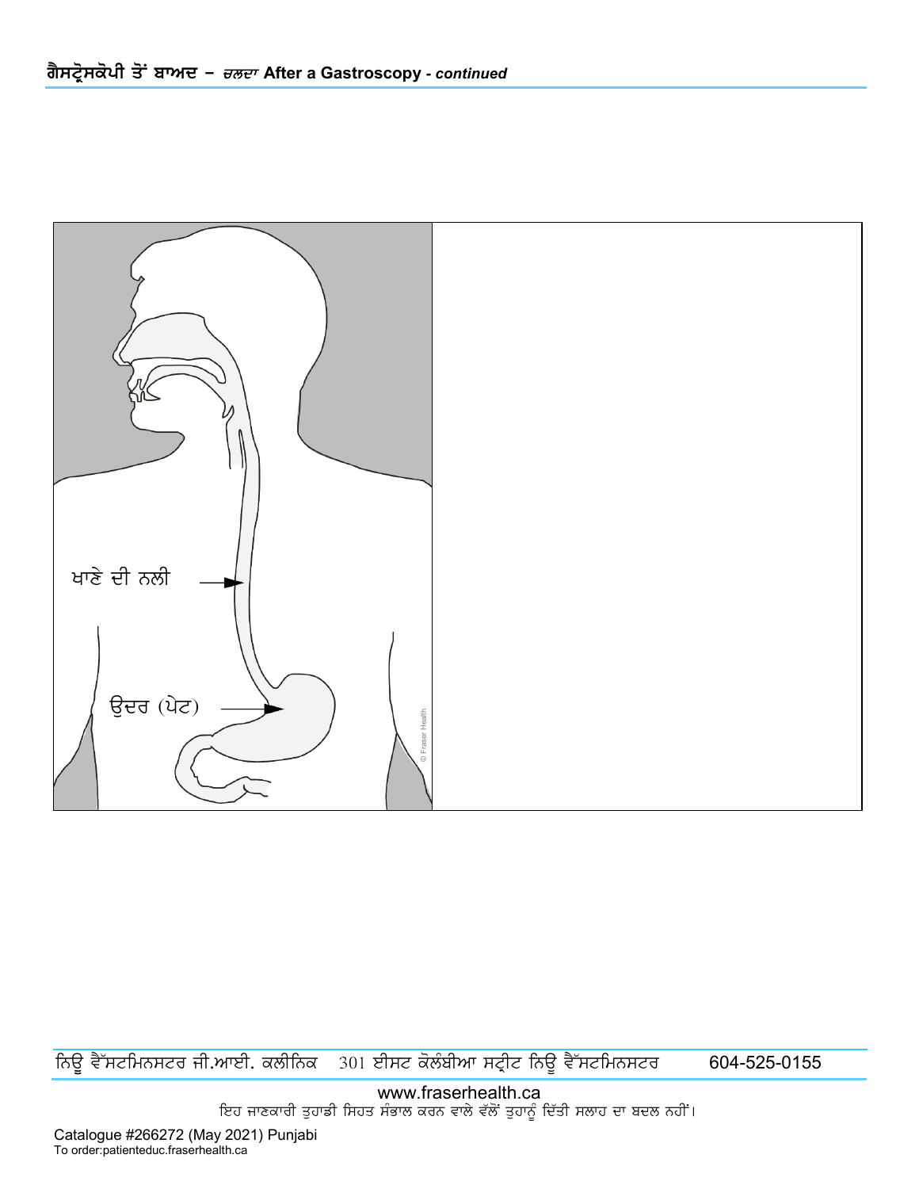ਖਾਣੇ ਦੀ ਨਲੀ

ਉਦਰ (ਪੇਟ)

© Fraser Health

ਨਿਊ ਵੈੱਸਟਮਿਨਸਟਰ ਜੀ.ਆਈ. ਕਲੀਨਿਕ 301 ਈਸਟ ਕੋਲੰਬੀਆ ਸਟ੍ਰੀਟ ਨਿਊ ਵੈੱਸਟਮਿਨਸਟਰ 604-525-0155

www.fraserhealth.ca

ਇਹ ਜਾਣਕਾਰੀ ਤੁਹਾਡੀ ਸਿਹਤ ਸੰਭਾਲ ਕਰਨ ਵਾਲੇ ਵੱਲੋਂ ਤੁਹਾਨੂੰ ਦਿੱਤੀ ਸਲਾਹ ਦਾ ਬਦਲ ਨਹੀਂ।

Catalogue #266272 (May 2021) Punjabi
To order:patienteduc.fraserhealth.ca